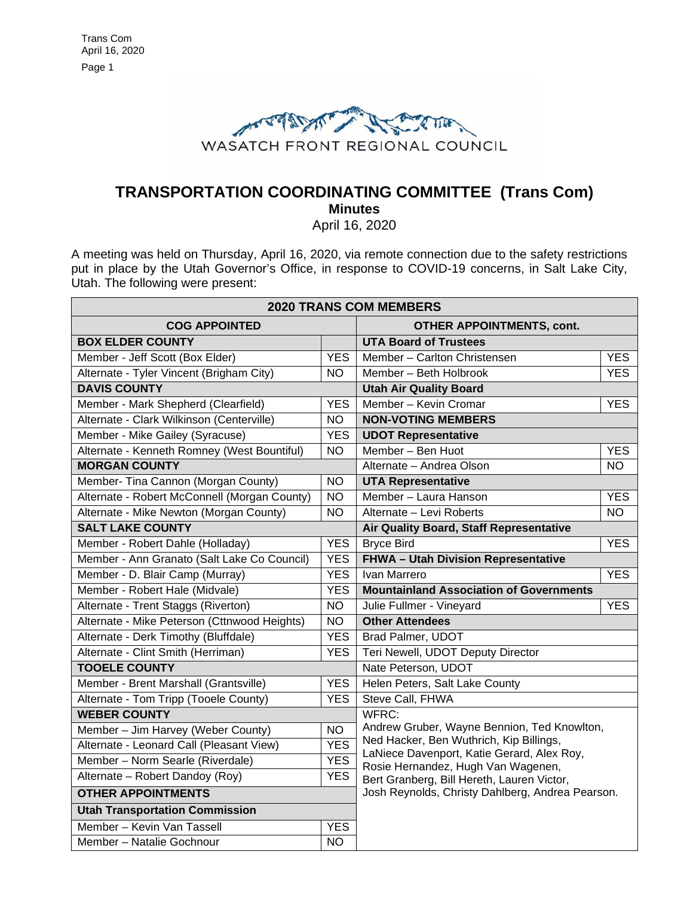WASATCH FRONT REGIONAL COUNCIL

# TRANSPORTATION COORDINATING COMMITTEE (Trans Com)

## Minutes

April 16, 2020

A meeting was held on Thursday, April 16, 2020, via remote connection due to the safety restrictions put in place by the Utah Governor's Office, in response to COVID-19 concerns, in Salt Lake City, Utah. The following were present:

| 2020 TRANS COM MEMBERS | | | |
|---|---|---|---|
| **COG APPOINTED** | | **OTHER APPOINTMENTS, cont.** | |
| **BOX ELDER COUNTY** | | **UTA Board of Trustees** | |
| Member - Jeff Scott (Box Elder) | YES | Member – Carlton Christensen | YES |
| Alternate - Tyler Vincent (Brigham City) | NO | Member – Beth Holbrook | YES |
| **DAVIS COUNTY** | | **Utah Air Quality Board** | |
| Member - Mark Shepherd (Clearfield) | YES | Member – Kevin Cromar | YES |
| Alternate - Clark Wilkinson (Centerville) | NO | **NON-VOTING MEMBERS** | |
| Member - Mike Gailey (Syracuse) | YES | **UDOT Representative** | |
| Alternate - Kenneth Romney (West Bountiful) | NO | Member – Ben Huot | YES |
| **MORGAN COUNTY** | | Alternate – Andrea Olson | NO |
| Member- Tina Cannon (Morgan County) | NO | **UTA Representative** | |
| Alternate - Robert McConnell (Morgan County) | NO | Member – Laura Hanson | YES |
| Alternate - Mike Newton (Morgan County) | NO | Alternate – Levi Roberts | NO |
| **SALT LAKE COUNTY** | | **Air Quality Board, Staff Representative** | |
| Member - Robert Dahle (Holladay) | YES | Bryce Bird | YES |
| Member - Ann Granato (Salt Lake Co Council) | YES | **FHWA – Utah Division Representative** | |
| Member - D. Blair Camp (Murray) | YES | Ivan Marrero | YES |
| Member - Robert Hale (Midvale) | YES | **Mountainland Association of Governments** | |
| Alternate - Trent Staggs (Riverton) | NO | Julie Fullmer - Vineyard | YES |
| Alternate - Mike Peterson (Cttnwood Heights) | NO | **Other Attendees** | |
| Alternate - Derk Timothy (Bluffdale) | YES | Brad Palmer, UDOT | |
| Alternate - Clint Smith (Herriman) | YES | Teri Newell, UDOT Deputy Director | |
| **TOOELE COUNTY** | | Nate Peterson, UDOT | |
| Member - Brent Marshall (Grantsville) | YES | Helen Peters, Salt Lake County | |
| Alternate - Tom Tripp (Tooele County) | YES | Steve Call, FHWA | |
| **WEBER COUNTY** | | WFRC: Andrew Gruber, Wayne Bennion, Ted Knowlton, Ned Hacker, Ben Wuthrich, Kip Billings, LaNiece Davenport, Katie Gerard, Alex Roy, Rosie Hernandez, Hugh Van Wagenen, Bert Granberg, Bill Hereth, Lauren Victor, Josh Reynolds, Christy Dahlberg, Andrea Pearson. | |
| Member – Jim Harvey (Weber County) | NO | | |
| Alternate - Leonard Call (Pleasant View) | YES | | |
| Member – Norm Searle (Riverdale) | YES | | |
| Alternate – Robert Dandoy (Roy) | YES | | |
| **OTHER APPOINTMENTS** | | | |
| **Utah Transportation Commission** | | | |
| Member – Kevin Van Tassell | YES | | |
| Member – Natalie Gochnour | NO | | |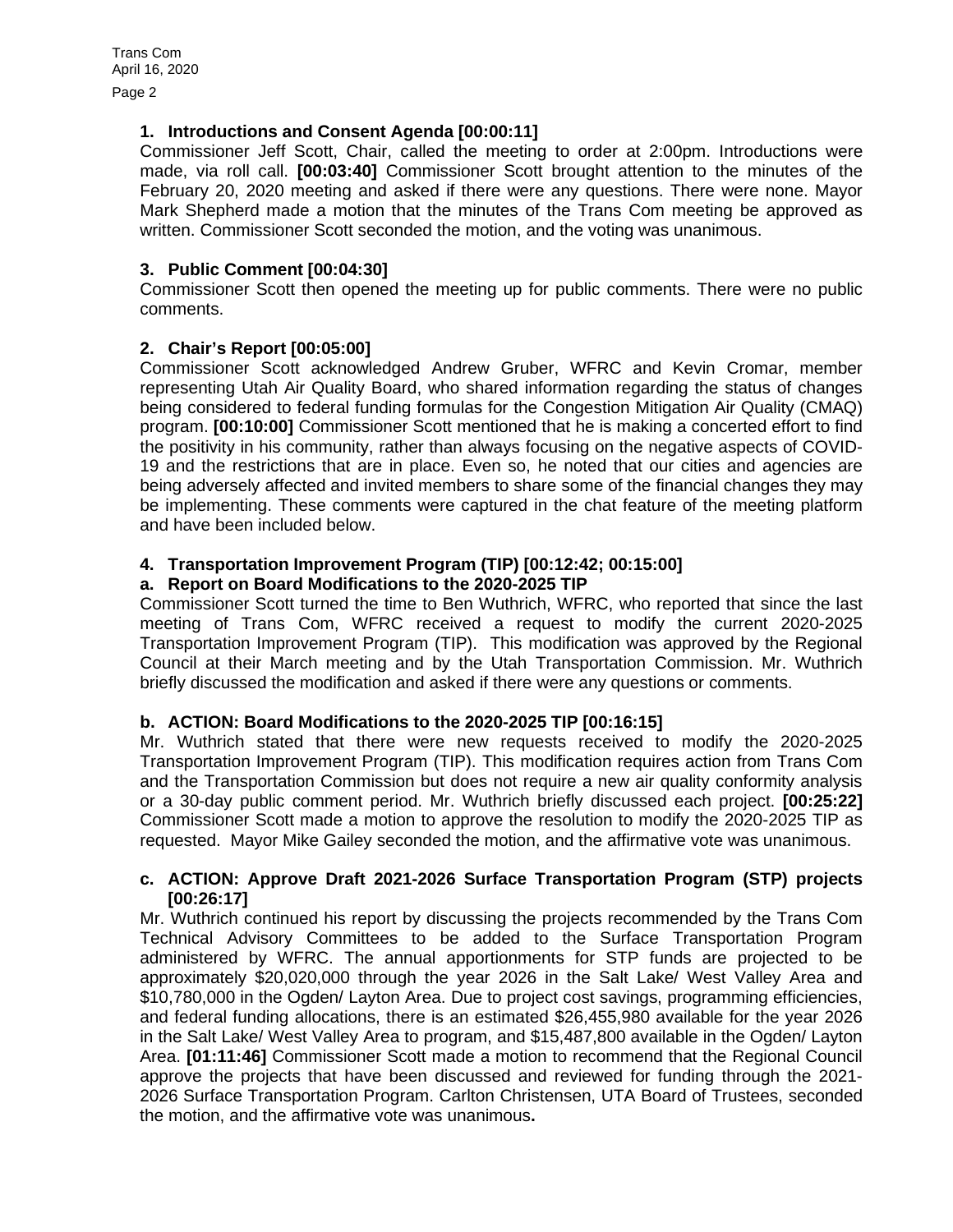## 1. Introductions and Consent Agenda [00:00:11]

Commissioner Jeff Scott, Chair, called the meeting to order at 2:00pm. Introductions were made, via roll call. **[00:03:40]** Commissioner Scott brought attention to the minutes of the February 20, 2020 meeting and asked if there were any questions. There were none. Mayor Mark Shepherd made a motion that the minutes of the Trans Com meeting be approved as written. Commissioner Scott seconded the motion, and the voting was unanimous.

## 3. Public Comment [00:04:30]

Commissioner Scott then opened the meeting up for public comments. There were no public comments.

## 2. Chair's Report [00:05:00]

Commissioner Scott acknowledged Andrew Gruber, WFRC and Kevin Cromar, member representing Utah Air Quality Board, who shared information regarding the status of changes being considered to federal funding formulas for the Congestion Mitigation Air Quality (CMAQ) program. **[00:10:00]** Commissioner Scott mentioned that he is making a concerted effort to find the positivity in his community, rather than always focusing on the negative aspects of COVID-19 and the restrictions that are in place. Even so, he noted that our cities and agencies are being adversely affected and invited members to share some of the financial changes they may be implementing. These comments were captured in the chat feature of the meeting platform and have been included below.

## 4. Transportation Improvement Program (TIP) [00:12:42; 00:15:00]

### a. Report on Board Modifications to the 2020-2025 TIP

Commissioner Scott turned the time to Ben Wuthrich, WFRC, who reported that since the last meeting of Trans Com, WFRC received a request to modify the current 2020-2025 Transportation Improvement Program (TIP). This modification was approved by the Regional Council at their March meeting and by the Utah Transportation Commission. Mr. Wuthrich briefly discussed the modification and asked if there were any questions or comments.

### b. ACTION: Board Modifications to the 2020-2025 TIP [00:16:15]

Mr. Wuthrich stated that there were new requests received to modify the 2020-2025 Transportation Improvement Program (TIP). This modification requires action from Trans Com and the Transportation Commission but does not require a new air quality conformity analysis or a 30-day public comment period. Mr. Wuthrich briefly discussed each project. **[00:25:22]** Commissioner Scott made a motion to approve the resolution to modify the 2020-2025 TIP as requested. Mayor Mike Gailey seconded the motion, and the affirmative vote was unanimous.

### c. ACTION: Approve Draft 2021-2026 Surface Transportation Program (STP) projects [00:26:17]

Mr. Wuthrich continued his report by discussing the projects recommended by the Trans Com Technical Advisory Committees to be added to the Surface Transportation Program administered by WFRC. The annual apportionments for STP funds are projected to be approximately $20,020,000 through the year 2026 in the Salt Lake/ West Valley Area and $10,780,000 in the Ogden/ Layton Area. Due to project cost savings, programming efficiencies, and federal funding allocations, there is an estimated $26,455,980 available for the year 2026 in the Salt Lake/ West Valley Area to program, and $15,487,800 available in the Ogden/ Layton Area. **[01:11:46]** Commissioner Scott made a motion to recommend that the Regional Council approve the projects that have been discussed and reviewed for funding through the 2021-2026 Surface Transportation Program. Carlton Christensen, UTA Board of Trustees, seconded the motion, and the affirmative vote was unanimous**.**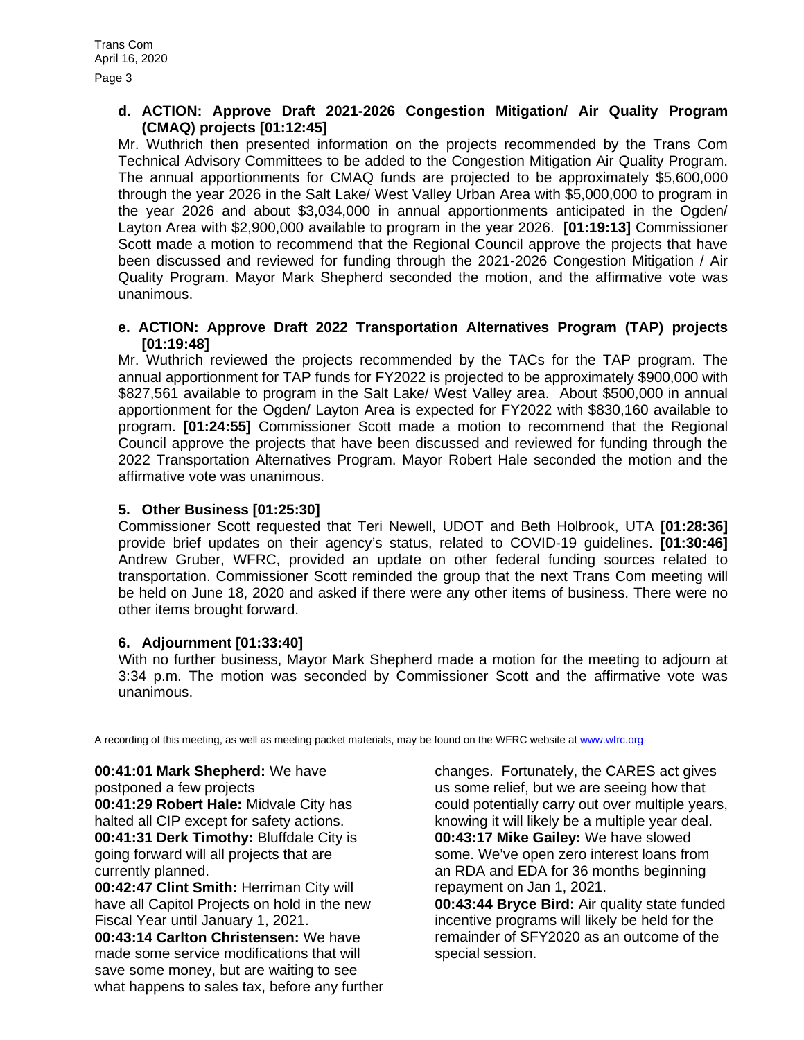**d. ACTION: Approve Draft 2021-2026 Congestion Mitigation/ Air Quality Program (CMAQ) projects [01:12:45]**

Mr. Wuthrich then presented information on the projects recommended by the Trans Com Technical Advisory Committees to be added to the Congestion Mitigation Air Quality Program. The annual apportionments for CMAQ funds are projected to be approximately $5,600,000 through the year 2026 in the Salt Lake/ West Valley Urban Area with $5,000,000 to program in the year 2026 and about $3,034,000 in annual apportionments anticipated in the Ogden/ Layton Area with $2,900,000 available to program in the year 2026. **[01:19:13]** Commissioner Scott made a motion to recommend that the Regional Council approve the projects that have been discussed and reviewed for funding through the 2021-2026 Congestion Mitigation / Air Quality Program. Mayor Mark Shepherd seconded the motion, and the affirmative vote was unanimous.

**e. ACTION: Approve Draft 2022 Transportation Alternatives Program (TAP) projects [01:19:48]**

Mr. Wuthrich reviewed the projects recommended by the TACs for the TAP program. The annual apportionment for TAP funds for FY2022 is projected to be approximately $900,000 with $827,561 available to program in the Salt Lake/ West Valley area. About $500,000 in annual apportionment for the Ogden/ Layton Area is expected for FY2022 with $830,160 available to program. **[01:24:55]** Commissioner Scott made a motion to recommend that the Regional Council approve the projects that have been discussed and reviewed for funding through the 2022 Transportation Alternatives Program. Mayor Robert Hale seconded the motion and the affirmative vote was unanimous.

## 5. Other Business [01:25:30]

Commissioner Scott requested that Teri Newell, UDOT and Beth Holbrook, UTA **[01:28:36]** provide brief updates on their agency's status, related to COVID-19 guidelines. **[01:30:46]** Andrew Gruber, WFRC, provided an update on other federal funding sources related to transportation. Commissioner Scott reminded the group that the next Trans Com meeting will be held on June 18, 2020 and asked if there were any other items of business. There were no other items brought forward.

## 6. Adjournment [01:33:40]

With no further business, Mayor Mark Shepherd made a motion for the meeting to adjourn at 3:34 p.m. The motion was seconded by Commissioner Scott and the affirmative vote was unanimous.

A recording of this meeting, as well as meeting packet materials, may be found on the WFRC website at www.wfrc.org

**00:41:01 Mark Shepherd:** We have postponed a few projects
**00:41:29 Robert Hale:** Midvale City has halted all CIP except for safety actions.
**00:41:31 Derk Timothy:** Bluffdale City is going forward will all projects that are currently planned.
**00:42:47 Clint Smith:** Herriman City will have all Capitol Projects on hold in the new Fiscal Year until January 1, 2021.
**00:43:14 Carlton Christensen:** We have made some service modifications that will save some money, but are waiting to see what happens to sales tax, before any further changes. Fortunately, the CARES act gives us some relief, but we are seeing how that could potentially carry out over multiple years, knowing it will likely be a multiple year deal.
**00:43:17 Mike Gailey:** We have slowed some. We've open zero interest loans from an RDA and EDA for 36 months beginning repayment on Jan 1, 2021.
**00:43:44 Bryce Bird:** Air quality state funded incentive programs will likely be held for the remainder of SFY2020 as an outcome of the special session.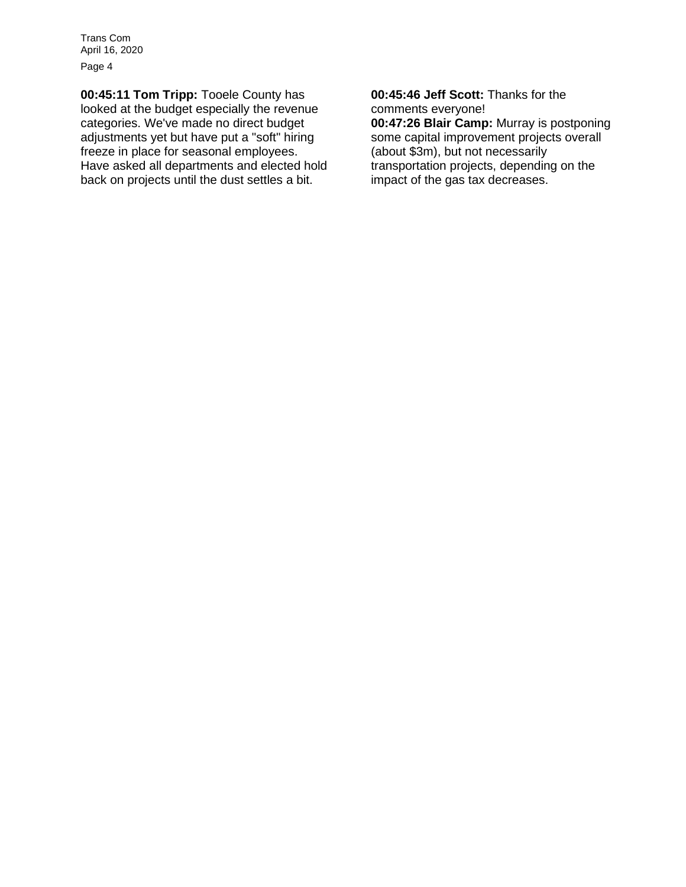**00:45:11 Tom Tripp:** Tooele County has looked at the budget especially the revenue categories. We've made no direct budget adjustments yet but have put a "soft" hiring freeze in place for seasonal employees. Have asked all departments and elected hold back on projects until the dust settles a bit.

**00:45:46 Jeff Scott:** Thanks for the comments everyone!

**00:47:26 Blair Camp:** Murray is postponing some capital improvement projects overall (about $3m), but not necessarily transportation projects, depending on the impact of the gas tax decreases.